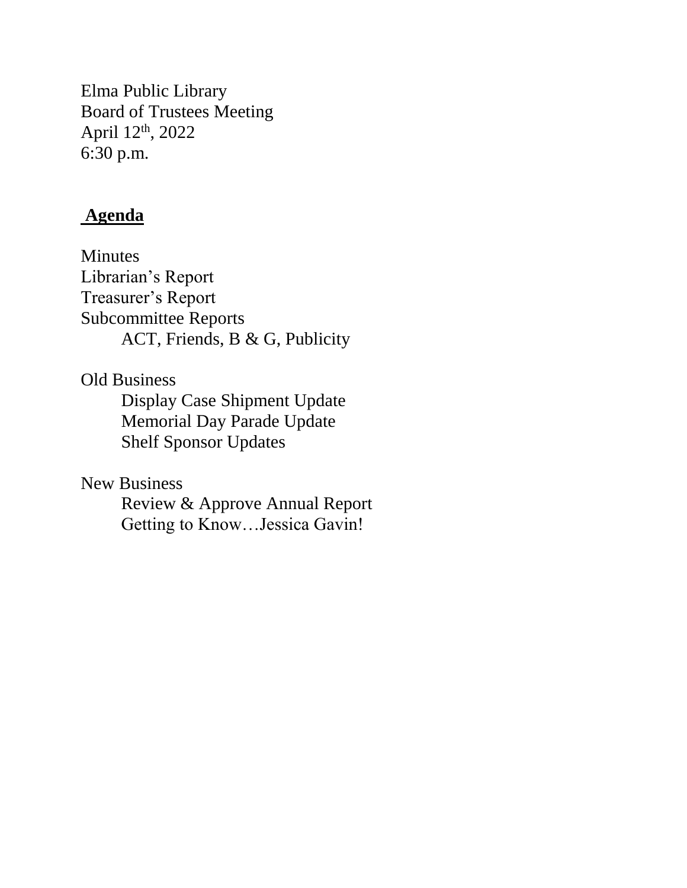Elma Public Library
Board of Trustees Meeting
April 12th, 2022
6:30 p.m.

## Agenda

Minutes
Librarian's Report
Treasurer's Report
Subcommittee Reports
- ACT, Friends, B & G, Publicity

Old Business
- Display Case Shipment Update
- Memorial Day Parade Update
- Shelf Sponsor Updates

New Business
- Review & Approve Annual Report
- Getting to Know…Jessica Gavin!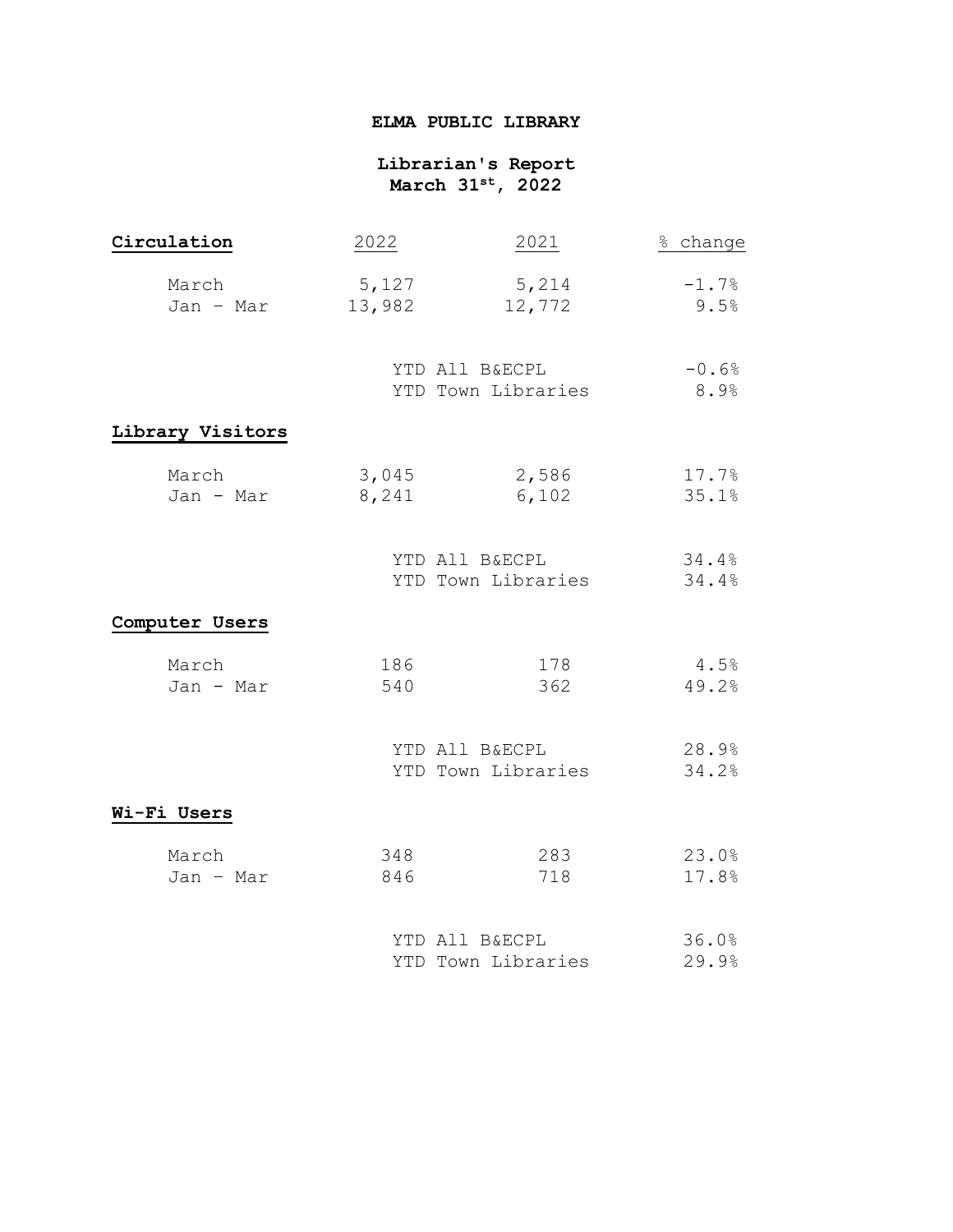# ELMA PUBLIC LIBRARY

## Librarian's Report
## March 31st, 2022

| **Circulation** | 2022 | 2021 | % change |
| --- | --- | --- | --- |
| March | 5,127 | 5,214 | -1.7% |
| Jan – Mar | 13,982 | 12,772 | 9.5% |
| | YTD All B&ECPL | | -0.6% |
| | YTD Town Libraries | | 8.9% |
| **Library Visitors** | | | |
| March | 3,045 | 2,586 | 17.7% |
| Jan - Mar | 8,241 | 6,102 | 35.1% |
| | YTD All B&ECPL | | 34.4% |
| | YTD Town Libraries | | 34.4% |
| **Computer Users** | | | |
| March | 186 | 178 | 4.5% |
| Jan - Mar | 540 | 362 | 49.2% |
| | YTD All B&ECPL | | 28.9% |
| | YTD Town Libraries | | 34.2% |
| **Wi-Fi Users** | | | |
| March | 348 | 283 | 23.0% |
| Jan – Mar | 846 | 718 | 17.8% |
| | YTD All B&ECPL | | 36.0% |
| | YTD Town Libraries | | 29.9% |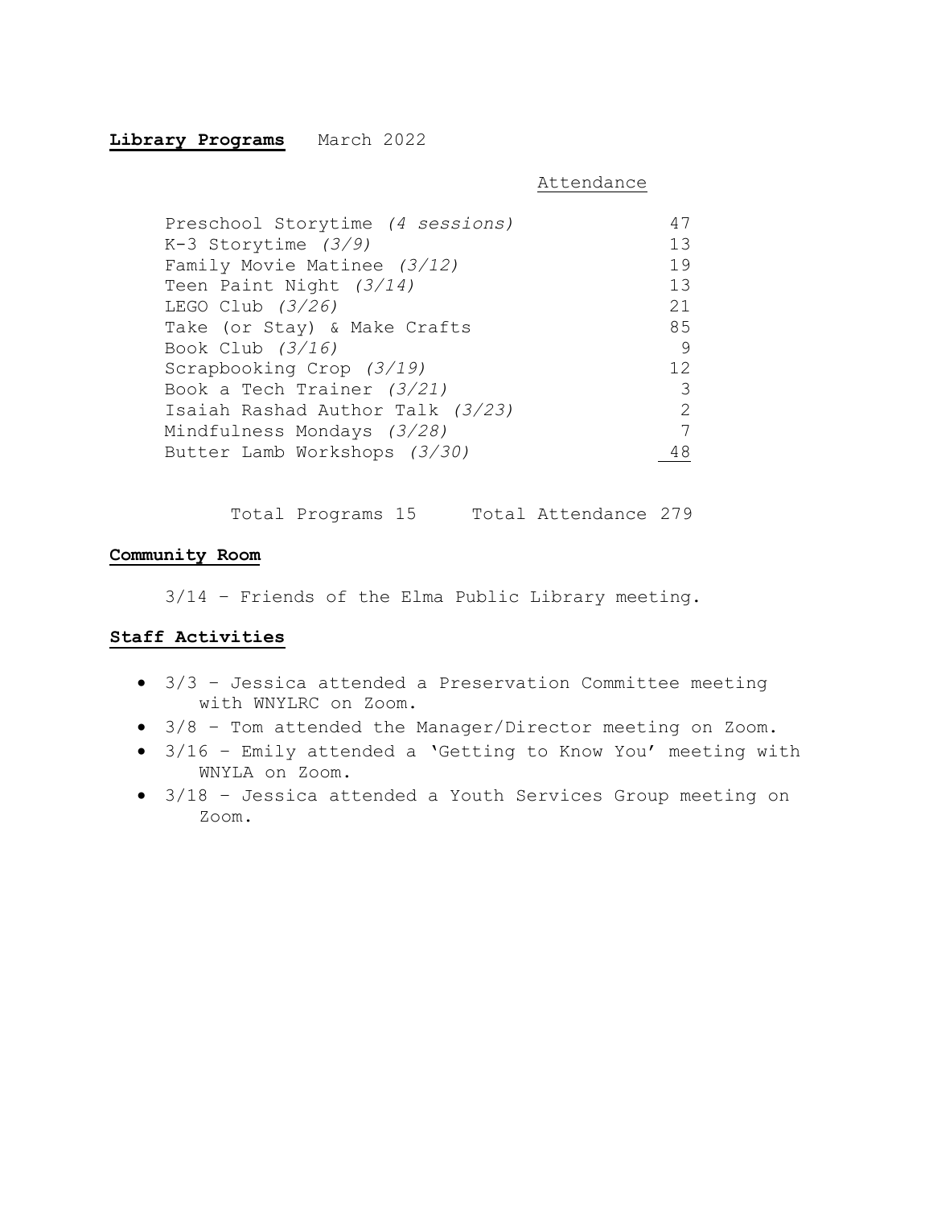**Library Programs** March 2022

| | Attendance |
|---|---|
| Preschool Storytime *(4 sessions)* | 47 |
| K-3 Storytime *(3/9)* | 13 |
| Family Movie Matinee *(3/12)* | 19 |
| Teen Paint Night *(3/14)* | 13 |
| LEGO Club *(3/26)* | 21 |
| Take (or Stay) & Make Crafts | 85 |
| Book Club *(3/16)* | 9 |
| Scrapbooking Crop *(3/19)* | 12 |
| Book a Tech Trainer *(3/21)* | 3 |
| Isaiah Rashad Author Talk *(3/23)* | 2 |
| Mindfulness Mondays *(3/28)* | 7 |
| Butter Lamb Workshops *(3/30)* | 48 |

Total Programs 15     Total Attendance 279

**Community Room**

3/14 – Friends of the Elma Public Library meeting.

**Staff Activities**

- 3/3 – Jessica attended a Preservation Committee meeting with WNYLRC on Zoom.
- 3/8 – Tom attended the Manager/Director meeting on Zoom.
- 3/16 – Emily attended a 'Getting to Know You' meeting with WNYLA on Zoom.
- 3/18 – Jessica attended a Youth Services Group meeting on Zoom.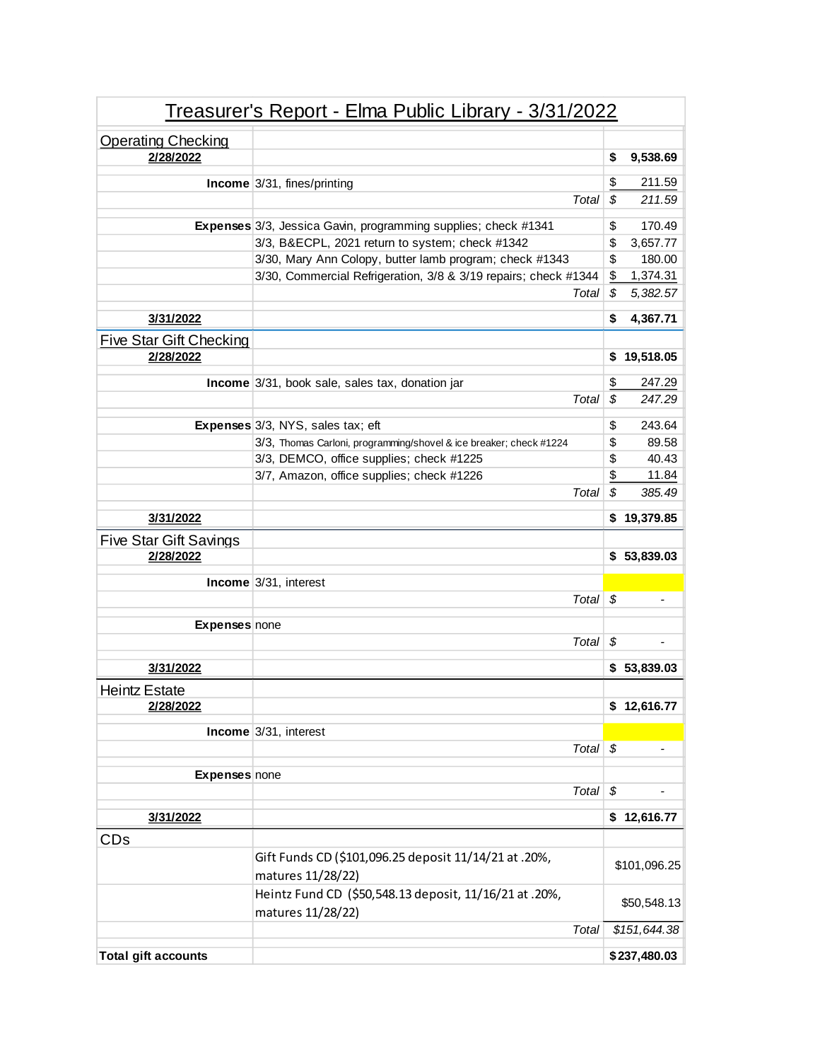# Treasurer's Report - Elma Public Library - 3/31/2022

| | | |
|---|---|---|
| **Operating Checking** | | |
| **2/28/2022** | | **$ 9,538.69** |
| **Income** | 3/31, fines/printing | $ 211.59 |
| | *Total* | *$ 211.59* |
| **Expenses** | 3/3, Jessica Gavin, programming supplies; check #1341 | $ 170.49 |
| | 3/3, B&ECPL, 2021 return to system; check #1342 | $ 3,657.77 |
| | 3/30, Mary Ann Colopy, butter lamb program; check #1343 | $ 180.00 |
| | 3/30, Commercial Refrigeration, 3/8 & 3/19 repairs; check #1344 | $ 1,374.31 |
| | *Total* | *$ 5,382.57* |
| **3/31/2022** | | **$ 4,367.71** |
| **Five Star Gift Checking** | | |
| **2/28/2022** | | **$ 19,518.05** |
| **Income** | 3/31, book sale, sales tax, donation jar | $ 247.29 |
| | *Total* | *$ 247.29* |
| **Expenses** | 3/3, NYS, sales tax; eft | $ 243.64 |
| | 3/3, Thomas Carloni, programming/shovel & ice breaker; check #1224 | $ 89.58 |
| | 3/3, DEMCO, office supplies; check #1225 | $ 40.43 |
| | 3/7, Amazon, office supplies; check #1226 | $ 11.84 |
| | *Total* | *$ 385.49* |
| **3/31/2022** | | **$ 19,379.85** |
| **Five Star Gift Savings** | | |
| **2/28/2022** | | **$ 53,839.03** |
| **Income** | 3/31, interest | |
| | *Total* | *$ -* |
| **Expenses** | none | |
| | *Total* | *$ -* |
| **3/31/2022** | | **$ 53,839.03** |
| **Heintz Estate** | | |
| **2/28/2022** | | **$ 12,616.77** |
| **Income** | 3/31, interest | |
| | *Total* | *$ -* |
| **Expenses** | none | |
| | *Total* | *$ -* |
| **3/31/2022** | | **$ 12,616.77** |
| **CDs** | | |
| | Gift Funds CD ($101,096.25 deposit 11/14/21 at .20%, matures 11/28/22) | $101,096.25 |
| | Heintz Fund CD ($50,548.13 deposit, 11/16/21 at .20%, matures 11/28/22) | $50,548.13 |
| | *Total* | *$151,644.38* |
| **Total gift accounts** | | **$237,480.03** |